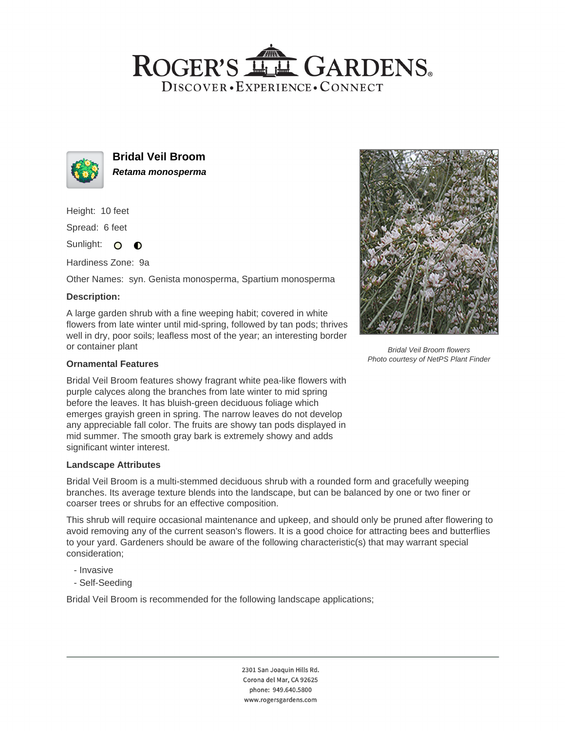# ROGER'S GARDENS

DISCOVER • EXPERIENCE • CONNECT

## Bridal Veil Broom

***Retama monosperma***

Height: 10 feet

Spread: 6 feet

Sunlight:

Hardiness Zone: 9a

Other Names: syn. Genista monosperma, Spartium monosperma

### Description:

A large garden shrub with a fine weeping habit; covered in white flowers from late winter until mid-spring, followed by tan pods; thrives well in dry, poor soils; leafless most of the year; an interesting border or container plant

*Bridal Veil Broom flowers*
*Photo courtesy of NetPS Plant Finder*

### Ornamental Features

Bridal Veil Broom features showy fragrant white pea-like flowers with purple calyces along the branches from late winter to mid spring before the leaves. It has bluish-green deciduous foliage which emerges grayish green in spring. The narrow leaves do not develop any appreciable fall color. The fruits are showy tan pods displayed in mid summer. The smooth gray bark is extremely showy and adds significant winter interest.

### Landscape Attributes

Bridal Veil Broom is a multi-stemmed deciduous shrub with a rounded form and gracefully weeping branches. Its average texture blends into the landscape, but can be balanced by one or two finer or coarser trees or shrubs for an effective composition.

This shrub will require occasional maintenance and upkeep, and should only be pruned after flowering to avoid removing any of the current season's flowers. It is a good choice for attracting bees and butterflies to your yard. Gardeners should be aware of the following characteristic(s) that may warrant special consideration;

- Invasive
- Self-Seeding

Bridal Veil Broom is recommended for the following landscape applications;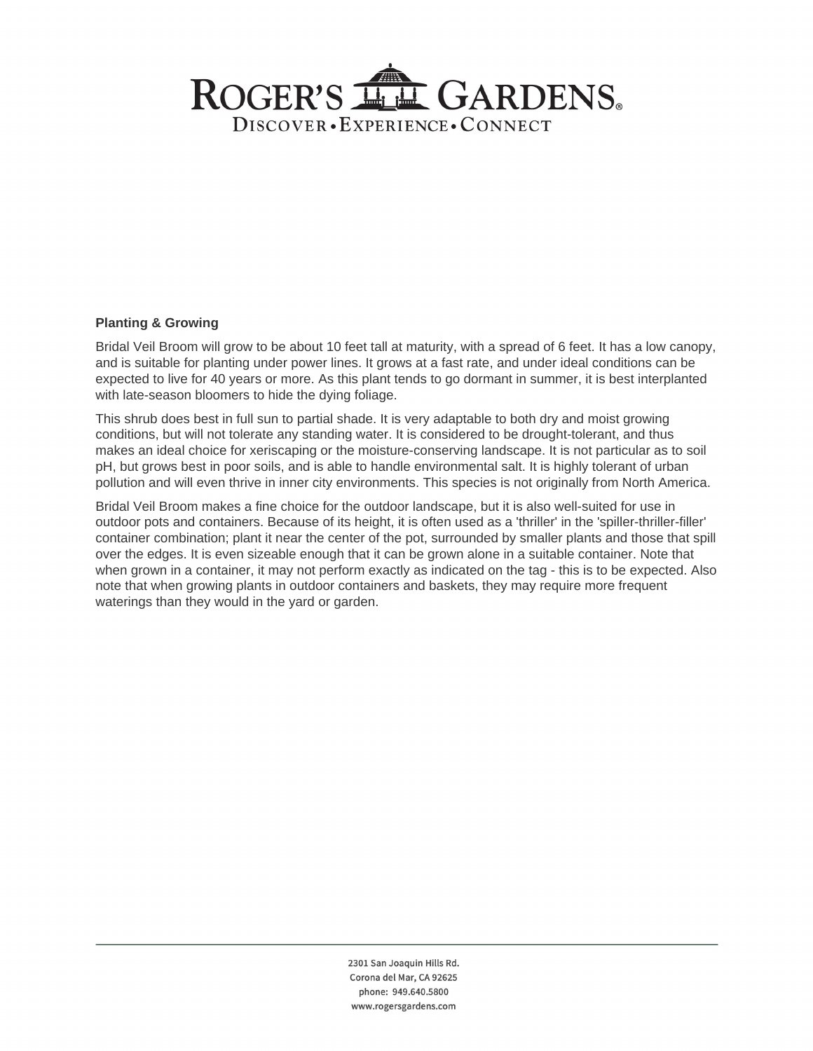**Planting & Growing**

Bridal Veil Broom will grow to be about 10 feet tall at maturity, with a spread of 6 feet. It has a low canopy, and is suitable for planting under power lines. It grows at a fast rate, and under ideal conditions can be expected to live for 40 years or more. As this plant tends to go dormant in summer, it is best interplanted with late-season bloomers to hide the dying foliage.

This shrub does best in full sun to partial shade. It is very adaptable to both dry and moist growing conditions, but will not tolerate any standing water. It is considered to be drought-tolerant, and thus makes an ideal choice for xeriscaping or the moisture-conserving landscape. It is not particular as to soil pH, but grows best in poor soils, and is able to handle environmental salt. It is highly tolerant of urban pollution and will even thrive in inner city environments. This species is not originally from North America.

Bridal Veil Broom makes a fine choice for the outdoor landscape, but it is also well-suited for use in outdoor pots and containers. Because of its height, it is often used as a 'thriller' in the 'spiller-thriller-filler' container combination; plant it near the center of the pot, surrounded by smaller plants and those that spill over the edges. It is even sizeable enough that it can be grown alone in a suitable container. Note that when grown in a container, it may not perform exactly as indicated on the tag - this is to be expected. Also note that when growing plants in outdoor containers and baskets, they may require more frequent waterings than they would in the yard or garden.